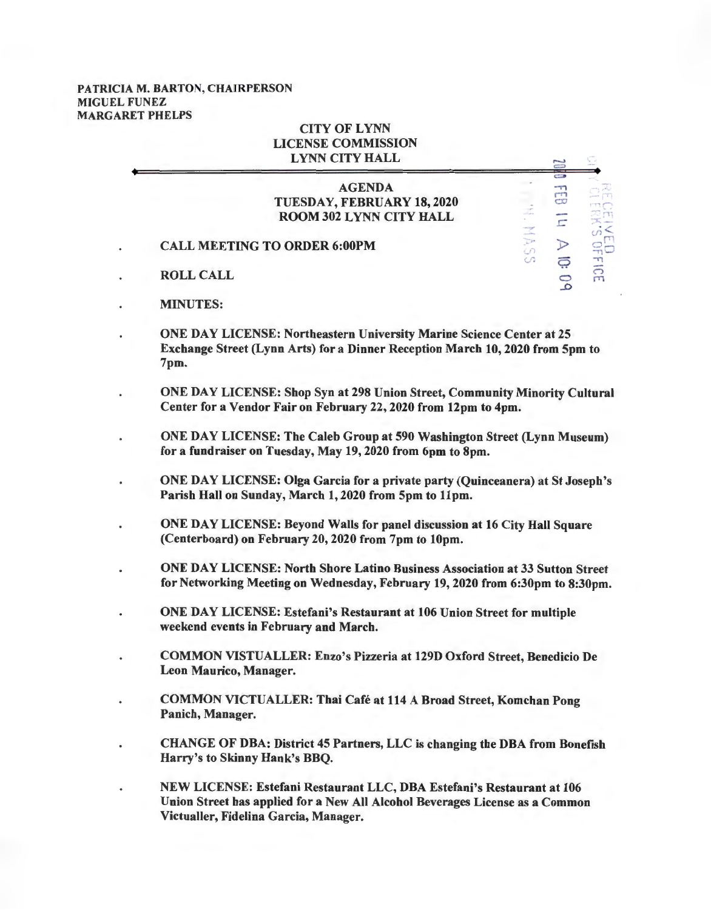**PATRICIA M. BARTON, CHAIRPERSON**
**MIGUEL FUNEZ**
**MARGARET PHELPS**

**CITY OF LYNN**
**LICENSE COMMISSION**
**LYNN CITY HALL**

RECEIVED
CITY CLERK'S OFFICE
LYNN, MASS
2020 FEB 14 A 10: 09

**AGENDA**
**TUESDAY, FEBRUARY 18, 2020**
**ROOM 302 LYNN CITY HALL**

- **CALL MEETING TO ORDER 6:00PM**
- **ROLL CALL**
- **MINUTES:**
- **ONE DAY LICENSE: Northeastern University Marine Science Center at 25 Exchange Street (Lynn Arts) for a Dinner Reception March 10, 2020 from 5pm to 7pm.**
- **ONE DAY LICENSE: Shop Syn at 298 Union Street, Community Minority Cultural Center for a Vendor Fair on February 22, 2020 from 12pm to 4pm.**
- **ONE DAY LICENSE: The Caleb Group at 590 Washington Street (Lynn Museum) for a fundraiser on Tuesday, May 19, 2020 from 6pm to 8pm.**
- **ONE DAY LICENSE: Olga Garcia for a private party (Quinceanera) at St Joseph's Parish Hall on Sunday, March 1, 2020 from 5pm to 11pm.**
- **ONE DAY LICENSE: Beyond Walls for panel discussion at 16 City Hall Square (Centerboard) on February 20, 2020 from 7pm to 10pm.**
- **ONE DAY LICENSE: North Shore Latino Business Association at 33 Sutton Street for Networking Meeting on Wednesday, February 19, 2020 from 6:30pm to 8:30pm.**
- **ONE DAY LICENSE: Estefani's Restaurant at 106 Union Street for multiple weekend events in February and March.**
- **COMMON VISTUALLER: Enzo's Pizzeria at 129D Oxford Street, Benedicio De Leon Maurico, Manager.**
- **COMMON VICTUALLER: Thai Café at 114 A Broad Street, Komchan Pong Panich, Manager.**
- **CHANGE OF DBA: District 45 Partners, LLC is changing the DBA from Bonefish Harry's to Skinny Hank's BBQ.**
- **NEW LICENSE: Estefani Restaurant LLC, DBA Estefani's Restaurant at 106 Union Street has applied for a New All Alcohol Beverages License as a Common Victualler, Fidelina Garcia, Manager.**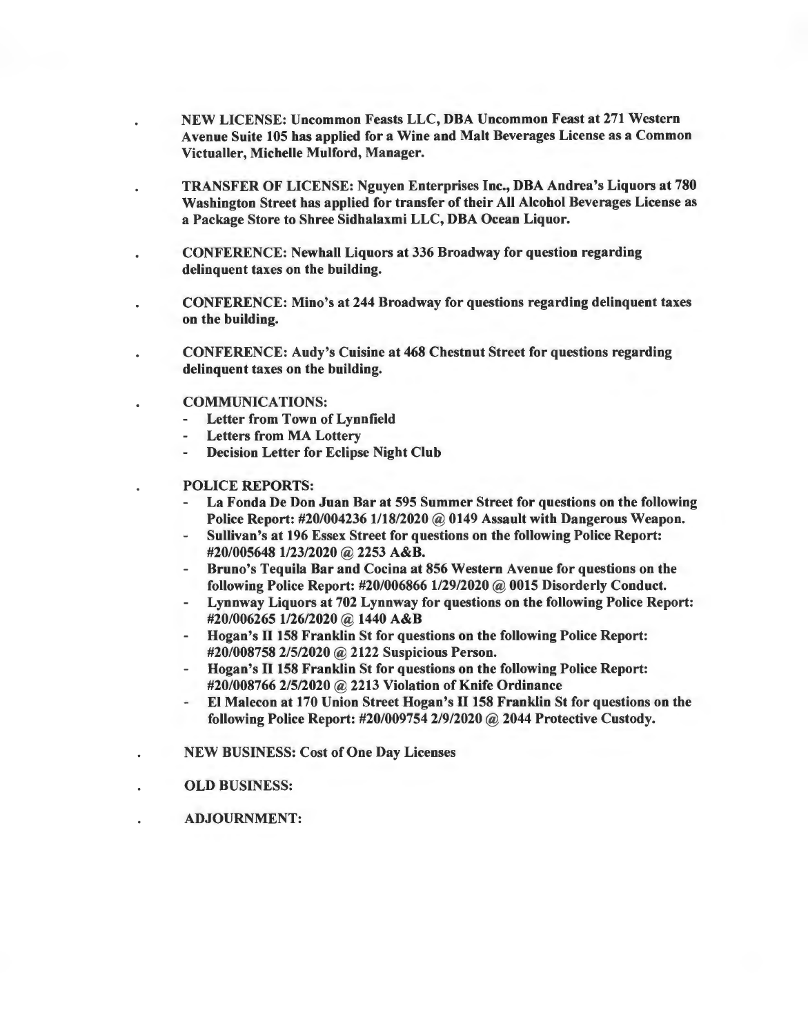- **NEW LICENSE: Uncommon Feasts LLC, DBA Uncommon Feast at 271 Western Avenue Suite 105 has applied for a Wine and Malt Beverages License as a Common Victualler, Michelle Mulford, Manager.**

- **TRANSFER OF LICENSE: Nguyen Enterprises Inc., DBA Andrea's Liquors at 780 Washington Street has applied for transfer of their All Alcohol Beverages License as a Package Store to Shree Sidhalaxmi LLC, DBA Ocean Liquor.**

- **CONFERENCE: Newhall Liquors at 336 Broadway for question regarding delinquent taxes on the building.**

- **CONFERENCE: Mino's at 244 Broadway for questions regarding delinquent taxes on the building.**

- **CONFERENCE: Audy's Cuisine at 468 Chestnut Street for questions regarding delinquent taxes on the building.**

- **COMMUNICATIONS:**
  - **Letter from Town of Lynnfield**
  - **Letters from MA Lottery**
  - **Decision Letter for Eclipse Night Club**

- **POLICE REPORTS:**
  - **La Fonda De Don Juan Bar at 595 Summer Street for questions on the following Police Report: #20/004236 1/18/2020 @ 0149 Assault with Dangerous Weapon.**
  - **Sullivan's at 196 Essex Street for questions on the following Police Report: #20/005648 1/23/2020 @ 2253 A&B.**
  - **Bruno's Tequila Bar and Cocina at 856 Western Avenue for questions on the following Police Report: #20/006866 1/29/2020 @ 0015 Disorderly Conduct.**
  - **Lynnway Liquors at 702 Lynnway for questions on the following Police Report: #20/006265 1/26/2020 @ 1440 A&B**
  - **Hogan's II 158 Franklin St for questions on the following Police Report: #20/008758 2/5/2020 @ 2122 Suspicious Person.**
  - **Hogan's II 158 Franklin St for questions on the following Police Report: #20/008766 2/5/2020 @ 2213 Violation of Knife Ordinance**
  - **El Malecon at 170 Union Street Hogan's II 158 Franklin St for questions on the following Police Report: #20/009754 2/9/2020 @ 2044 Protective Custody.**

- **NEW BUSINESS: Cost of One Day Licenses**

- **OLD BUSINESS:**

- **ADJOURNMENT:**